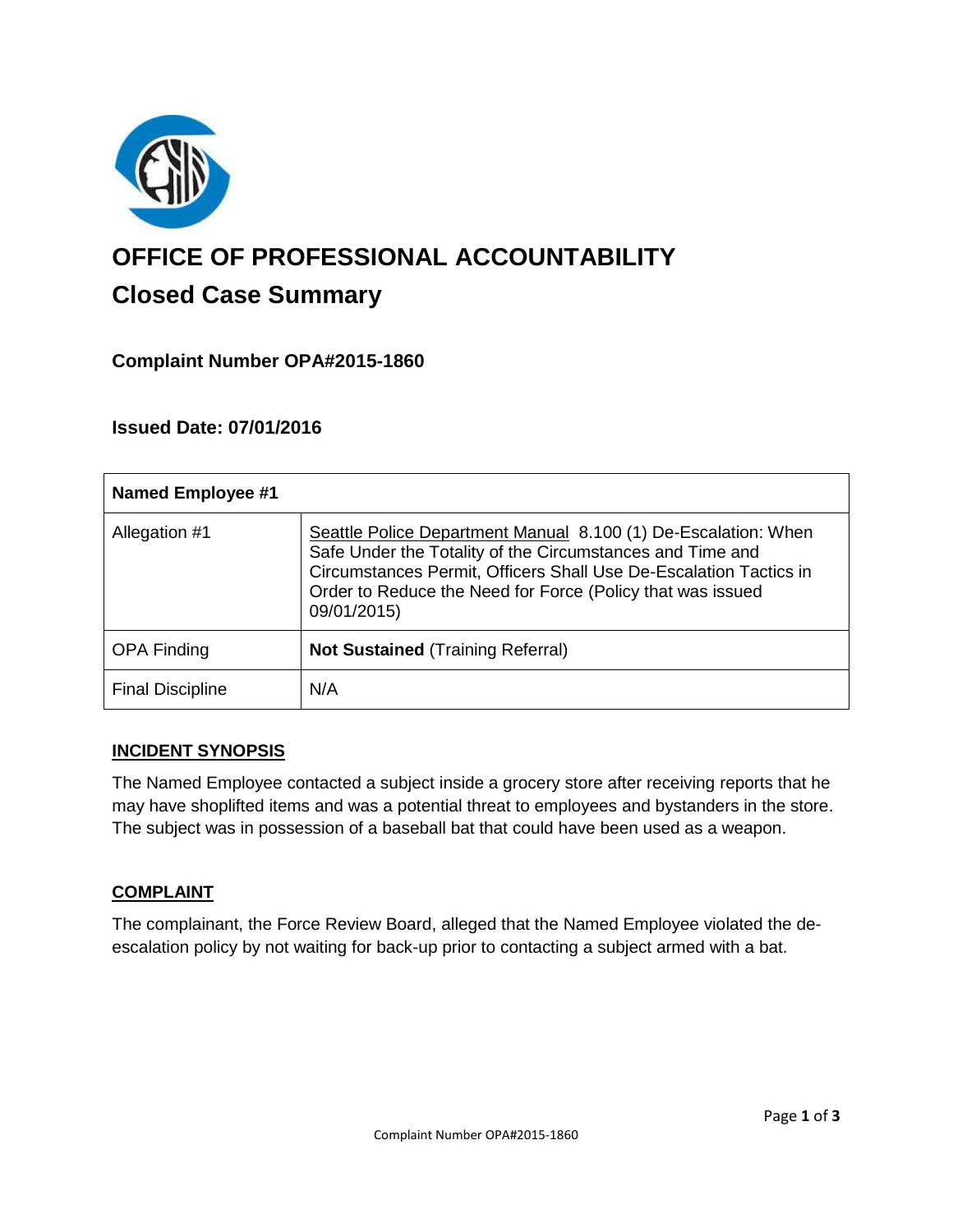# OFFICE OF PROFESSIONAL ACCOUNTABILITY

## Closed Case Summary

### Complaint Number OPA#2015-1860

### Issued Date: 07/01/2016

| Named Employee #1 | |
|---|---|
| Allegation #1 | Seattle Police Department Manual 8.100 (1) De-Escalation: When Safe Under the Totality of the Circumstances and Time and Circumstances Permit, Officers Shall Use De-Escalation Tactics in Order to Reduce the Need for Force (Policy that was issued 09/01/2015) |
| OPA Finding | **Not Sustained** (Training Referral) |
| Final Discipline | N/A |

**INCIDENT SYNOPSIS**

The Named Employee contacted a subject inside a grocery store after receiving reports that he may have shoplifted items and was a potential threat to employees and bystanders in the store. The subject was in possession of a baseball bat that could have been used as a weapon.

**COMPLAINT**

The complainant, the Force Review Board, alleged that the Named Employee violated the de-escalation policy by not waiting for back-up prior to contacting a subject armed with a bat.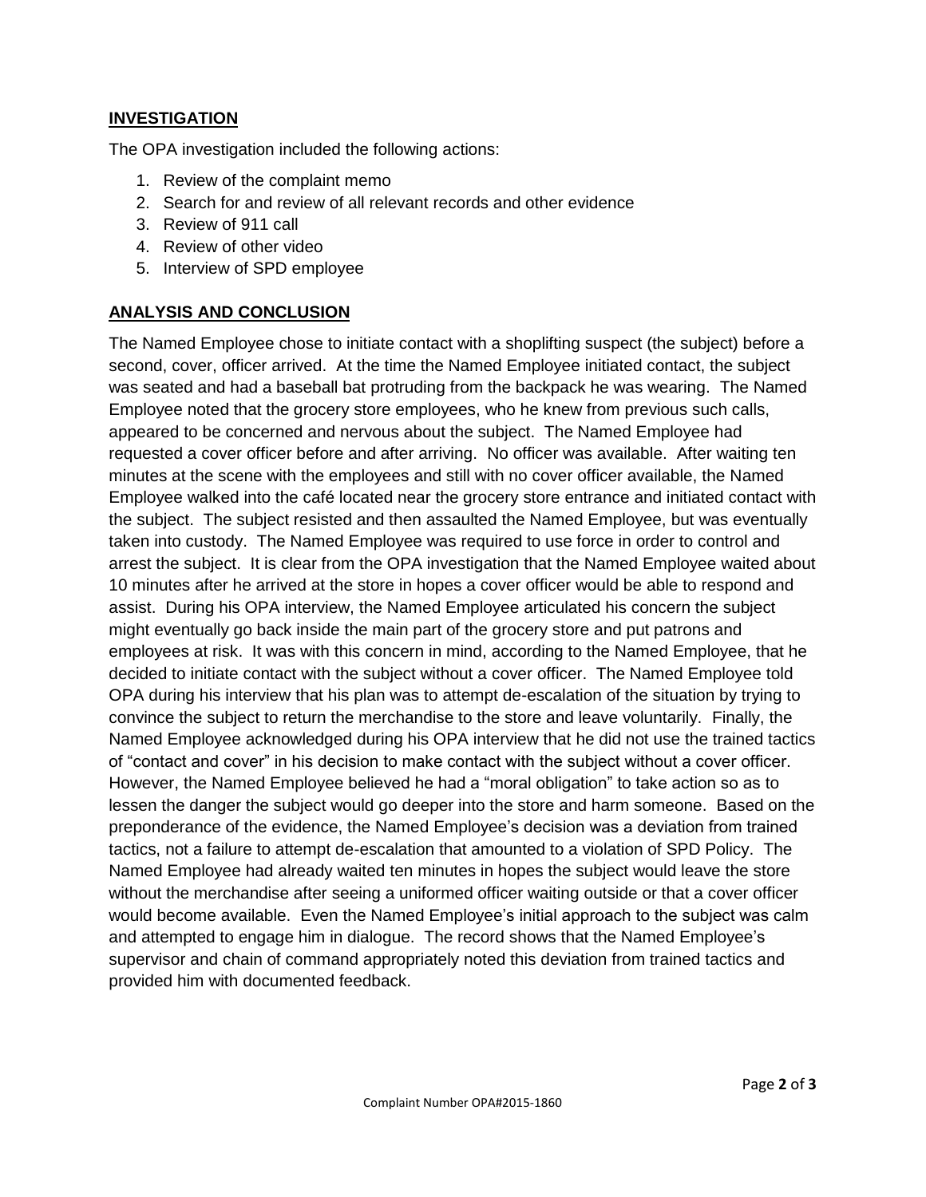## INVESTIGATION

The OPA investigation included the following actions:

1. Review of the complaint memo
2. Search for and review of all relevant records and other evidence
3. Review of 911 call
4. Review of other video
5. Interview of SPD employee

## ANALYSIS AND CONCLUSION

The Named Employee chose to initiate contact with a shoplifting suspect (the subject) before a second, cover, officer arrived. At the time the Named Employee initiated contact, the subject was seated and had a baseball bat protruding from the backpack he was wearing. The Named Employee noted that the grocery store employees, who he knew from previous such calls, appeared to be concerned and nervous about the subject. The Named Employee had requested a cover officer before and after arriving. No officer was available. After waiting ten minutes at the scene with the employees and still with no cover officer available, the Named Employee walked into the café located near the grocery store entrance and initiated contact with the subject. The subject resisted and then assaulted the Named Employee, but was eventually taken into custody. The Named Employee was required to use force in order to control and arrest the subject. It is clear from the OPA investigation that the Named Employee waited about 10 minutes after he arrived at the store in hopes a cover officer would be able to respond and assist. During his OPA interview, the Named Employee articulated his concern the subject might eventually go back inside the main part of the grocery store and put patrons and employees at risk. It was with this concern in mind, according to the Named Employee, that he decided to initiate contact with the subject without a cover officer. The Named Employee told OPA during his interview that his plan was to attempt de-escalation of the situation by trying to convince the subject to return the merchandise to the store and leave voluntarily. Finally, the Named Employee acknowledged during his OPA interview that he did not use the trained tactics of "contact and cover" in his decision to make contact with the subject without a cover officer. However, the Named Employee believed he had a "moral obligation" to take action so as to lessen the danger the subject would go deeper into the store and harm someone. Based on the preponderance of the evidence, the Named Employee's decision was a deviation from trained tactics, not a failure to attempt de-escalation that amounted to a violation of SPD Policy. The Named Employee had already waited ten minutes in hopes the subject would leave the store without the merchandise after seeing a uniformed officer waiting outside or that a cover officer would become available. Even the Named Employee's initial approach to the subject was calm and attempted to engage him in dialogue. The record shows that the Named Employee's supervisor and chain of command appropriately noted this deviation from trained tactics and provided him with documented feedback.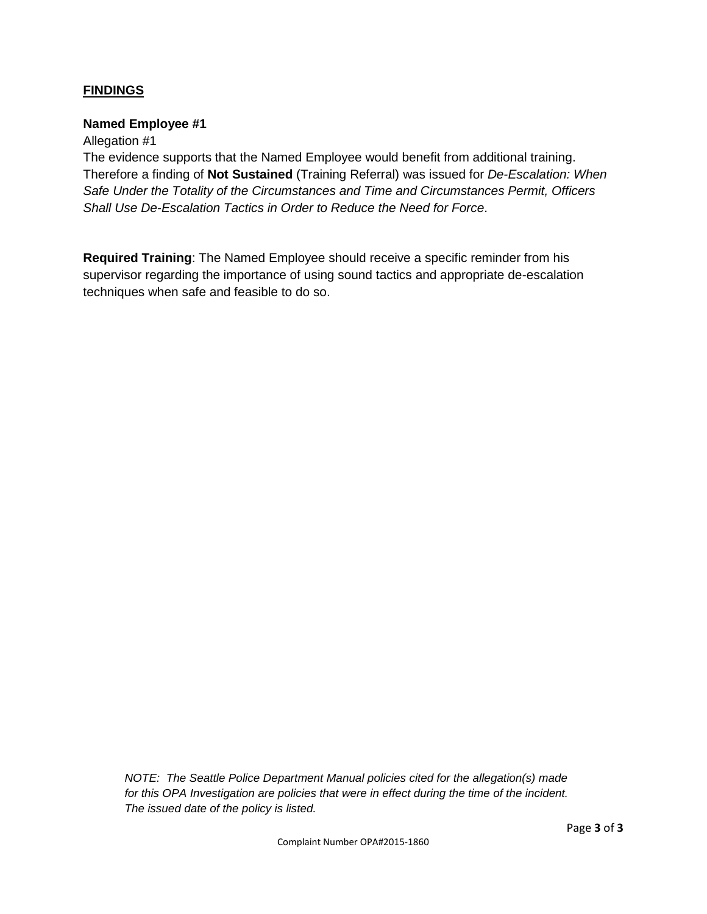## FINDINGS

**Named Employee #1**

Allegation #1

The evidence supports that the Named Employee would benefit from additional training. Therefore a finding of **Not Sustained** (Training Referral) was issued for *De-Escalation: When Safe Under the Totality of the Circumstances and Time and Circumstances Permit, Officers Shall Use De-Escalation Tactics in Order to Reduce the Need for Force*.

**Required Training**: The Named Employee should receive a specific reminder from his supervisor regarding the importance of using sound tactics and appropriate de-escalation techniques when safe and feasible to do so.

*NOTE: The Seattle Police Department Manual policies cited for the allegation(s) made for this OPA Investigation are policies that were in effect during the time of the incident. The issued date of the policy is listed.*